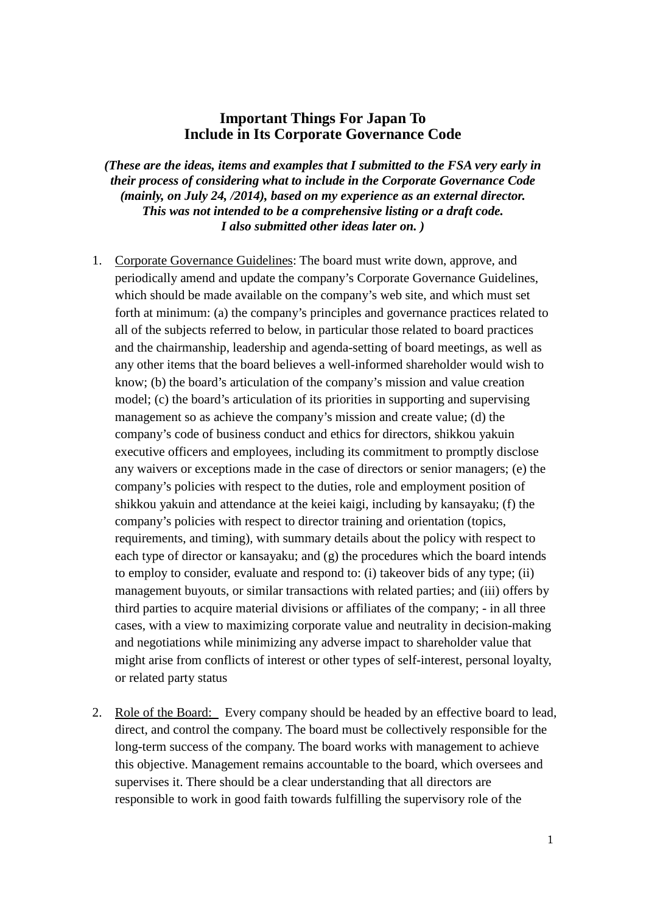# Important Things For Japan To Include in Its Corporate Governance Code

***(These are the ideas, items and examples that I submitted to the FSA very early in their process of considering what to include in the Corporate Governance Code (mainly, on July 24, /2014), based on my experience as an external director. This was not intended to be a comprehensive listing or a draft code. I also submitted other ideas later on. )***

1. Corporate Governance Guidelines: The board must write down, approve, and periodically amend and update the company's Corporate Governance Guidelines, which should be made available on the company's web site, and which must set forth at minimum: (a) the company's principles and governance practices related to all of the subjects referred to below, in particular those related to board practices and the chairmanship, leadership and agenda-setting of board meetings, as well as any other items that the board believes a well-informed shareholder would wish to know; (b) the board's articulation of the company's mission and value creation model; (c) the board's articulation of its priorities in supporting and supervising management so as achieve the company's mission and create value; (d) the company's code of business conduct and ethics for directors, shikkou yakuin executive officers and employees, including its commitment to promptly disclose any waivers or exceptions made in the case of directors or senior managers; (e) the company's policies with respect to the duties, role and employment position of shikkou yakuin and attendance at the keiei kaigi, including by kansayaku; (f) the company's policies with respect to director training and orientation (topics, requirements, and timing), with summary details about the policy with respect to each type of director or kansayaku; and (g) the procedures which the board intends to employ to consider, evaluate and respond to: (i) takeover bids of any type; (ii) management buyouts, or similar transactions with related parties; and (iii) offers by third parties to acquire material divisions or affiliates of the company; - in all three cases, with a view to maximizing corporate value and neutrality in decision-making and negotiations while minimizing any adverse impact to shareholder value that might arise from conflicts of interest or other types of self-interest, personal loyalty, or related party status

2. Role of the Board: Every company should be headed by an effective board to lead, direct, and control the company. The board must be collectively responsible for the long-term success of the company. The board works with management to achieve this objective. Management remains accountable to the board, which oversees and supervises it. There should be a clear understanding that all directors are responsible to work in good faith towards fulfilling the supervisory role of the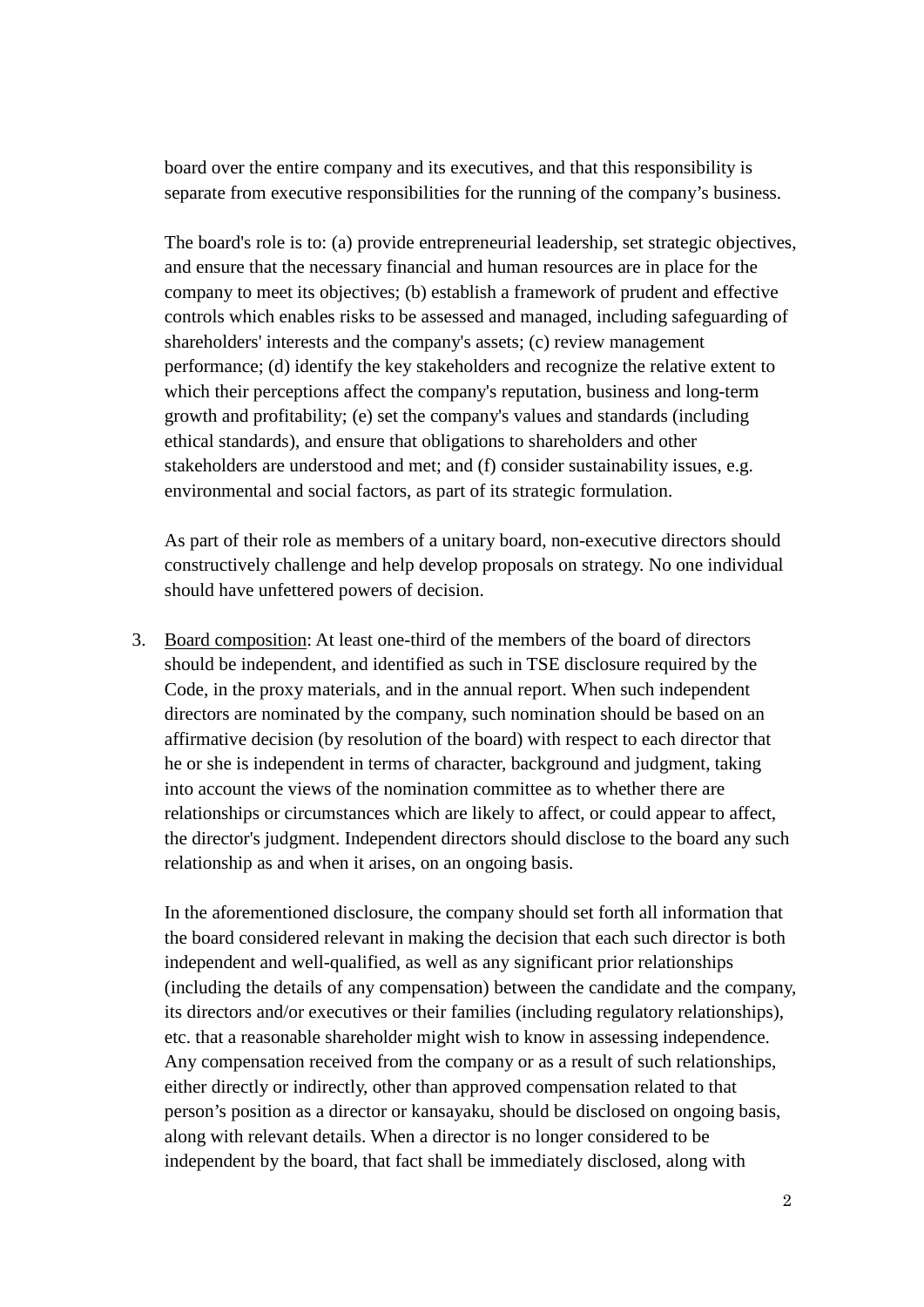board over the entire company and its executives, and that this responsibility is separate from executive responsibilities for the running of the company's business.

The board's role is to: (a) provide entrepreneurial leadership, set strategic objectives, and ensure that the necessary financial and human resources are in place for the company to meet its objectives; (b) establish a framework of prudent and effective controls which enables risks to be assessed and managed, including safeguarding of shareholders' interests and the company's assets; (c) review management performance; (d) identify the key stakeholders and recognize the relative extent to which their perceptions affect the company's reputation, business and long-term growth and profitability; (e) set the company's values and standards (including ethical standards), and ensure that obligations to shareholders and other stakeholders are understood and met; and (f) consider sustainability issues, e.g. environmental and social factors, as part of its strategic formulation.

As part of their role as members of a unitary board, non-executive directors should constructively challenge and help develop proposals on strategy. No one individual should have unfettered powers of decision.

3. <u>Board composition</u>: At least one-third of the members of the board of directors should be independent, and identified as such in TSE disclosure required by the Code, in the proxy materials, and in the annual report. When such independent directors are nominated by the company, such nomination should be based on an affirmative decision (by resolution of the board) with respect to each director that he or she is independent in terms of character, background and judgment, taking into account the views of the nomination committee as to whether there are relationships or circumstances which are likely to affect, or could appear to affect, the director's judgment. Independent directors should disclose to the board any such relationship as and when it arises, on an ongoing basis.

   In the aforementioned disclosure, the company should set forth all information that the board considered relevant in making the decision that each such director is both independent and well-qualified, as well as any significant prior relationships (including the details of any compensation) between the candidate and the company, its directors and/or executives or their families (including regulatory relationships), etc. that a reasonable shareholder might wish to know in assessing independence. Any compensation received from the company or as a result of such relationships, either directly or indirectly, other than approved compensation related to that person's position as a director or kansayaku, should be disclosed on ongoing basis, along with relevant details. When a director is no longer considered to be independent by the board, that fact shall be immediately disclosed, along with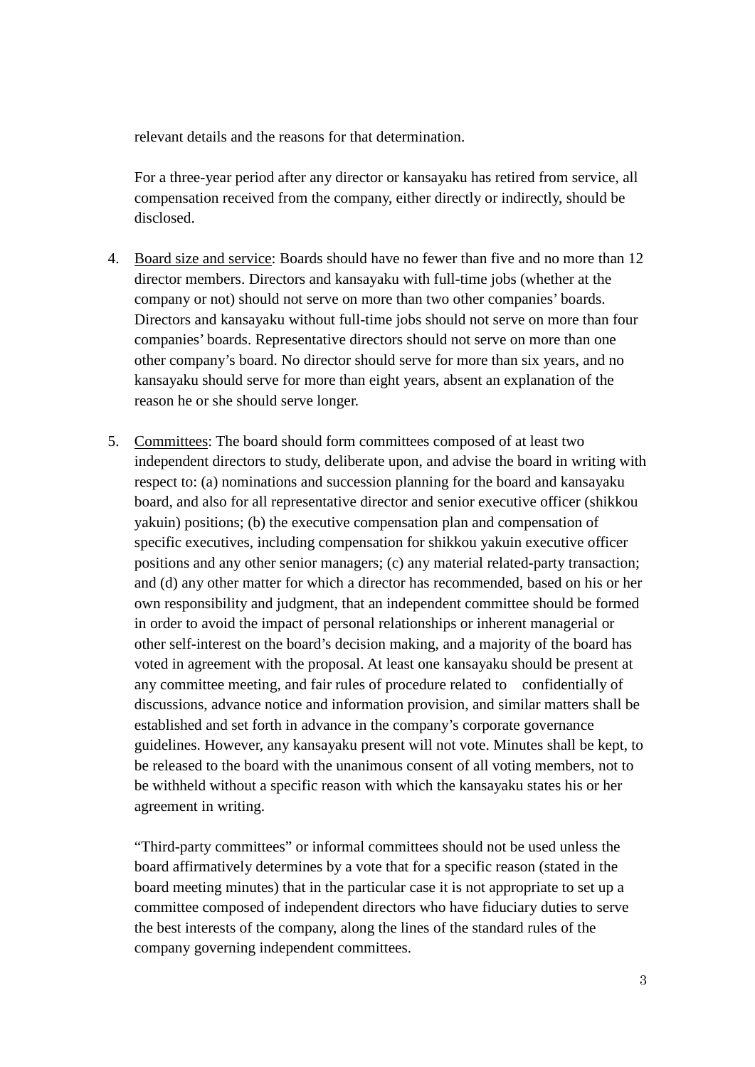relevant details and the reasons for that determination.

For a three-year period after any director or kansayaku has retired from service, all compensation received from the company, either directly or indirectly, should be disclosed.

4. <u>Board size and service</u>: Boards should have no fewer than five and no more than 12 director members. Directors and kansayaku with full-time jobs (whether at the company or not) should not serve on more than two other companies' boards. Directors and kansayaku without full-time jobs should not serve on more than four companies' boards. Representative directors should not serve on more than one other company's board. No director should serve for more than six years, and no kansayaku should serve for more than eight years, absent an explanation of the reason he or she should serve longer.

5. <u>Committees</u>: The board should form committees composed of at least two independent directors to study, deliberate upon, and advise the board in writing with respect to: (a) nominations and succession planning for the board and kansayaku board, and also for all representative director and senior executive officer (shikkou yakuin) positions; (b) the executive compensation plan and compensation of specific executives, including compensation for shikkou yakuin executive officer positions and any other senior managers; (c) any material related-party transaction; and (d) any other matter for which a director has recommended, based on his or her own responsibility and judgment, that an independent committee should be formed in order to avoid the impact of personal relationships or inherent managerial or other self-interest on the board's decision making, and a majority of the board has voted in agreement with the proposal. At least one kansayaku should be present at any committee meeting, and fair rules of procedure related to confidentially of discussions, advance notice and information provision, and similar matters shall be established and set forth in advance in the company's corporate governance guidelines. However, any kansayaku present will not vote. Minutes shall be kept, to be released to the board with the unanimous consent of all voting members, not to be withheld without a specific reason with which the kansayaku states his or her agreement in writing.

   "Third-party committees" or informal committees should not be used unless the board affirmatively determines by a vote that for a specific reason (stated in the board meeting minutes) that in the particular case it is not appropriate to set up a committee composed of independent directors who have fiduciary duties to serve the best interests of the company, along the lines of the standard rules of the company governing independent committees.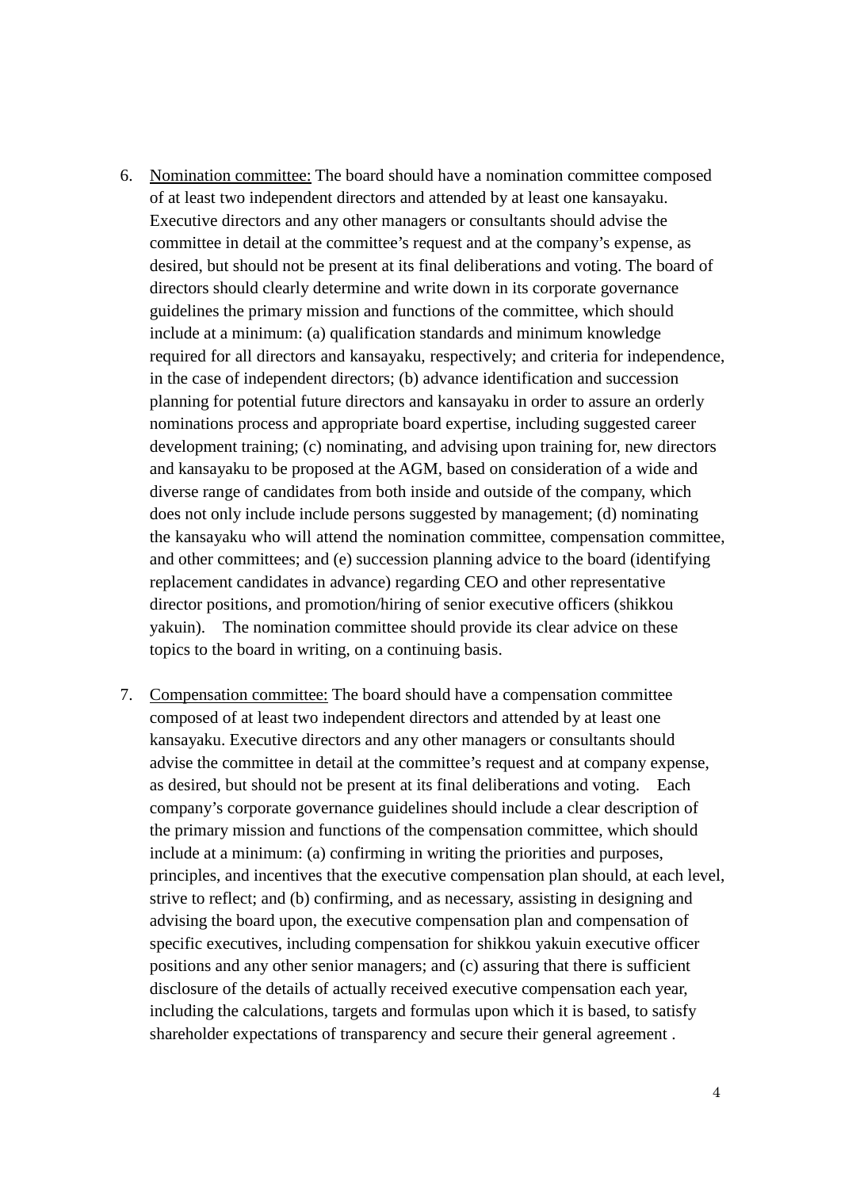6. <u>Nomination committee:</u> The board should have a nomination committee composed of at least two independent directors and attended by at least one kansayaku. Executive directors and any other managers or consultants should advise the committee in detail at the committee's request and at the company's expense, as desired, but should not be present at its final deliberations and voting. The board of directors should clearly determine and write down in its corporate governance guidelines the primary mission and functions of the committee, which should include at a minimum: (a) qualification standards and minimum knowledge required for all directors and kansayaku, respectively; and criteria for independence, in the case of independent directors; (b) advance identification and succession planning for potential future directors and kansayaku in order to assure an orderly nominations process and appropriate board expertise, including suggested career development training; (c) nominating, and advising upon training for, new directors and kansayaku to be proposed at the AGM, based on consideration of a wide and diverse range of candidates from both inside and outside of the company, which does not only include include persons suggested by management; (d) nominating the kansayaku who will attend the nomination committee, compensation committee, and other committees; and (e) succession planning advice to the board (identifying replacement candidates in advance) regarding CEO and other representative director positions, and promotion/hiring of senior executive officers (shikkou yakuin). The nomination committee should provide its clear advice on these topics to the board in writing, on a continuing basis.

7. <u>Compensation committee:</u> The board should have a compensation committee composed of at least two independent directors and attended by at least one kansayaku. Executive directors and any other managers or consultants should advise the committee in detail at the committee's request and at company expense, as desired, but should not be present at its final deliberations and voting. Each company's corporate governance guidelines should include a clear description of the primary mission and functions of the compensation committee, which should include at a minimum: (a) confirming in writing the priorities and purposes, principles, and incentives that the executive compensation plan should, at each level, strive to reflect; and (b) confirming, and as necessary, assisting in designing and advising the board upon, the executive compensation plan and compensation of specific executives, including compensation for shikkou yakuin executive officer positions and any other senior managers; and (c) assuring that there is sufficient disclosure of the details of actually received executive compensation each year, including the calculations, targets and formulas upon which it is based, to satisfy shareholder expectations of transparency and secure their general agreement .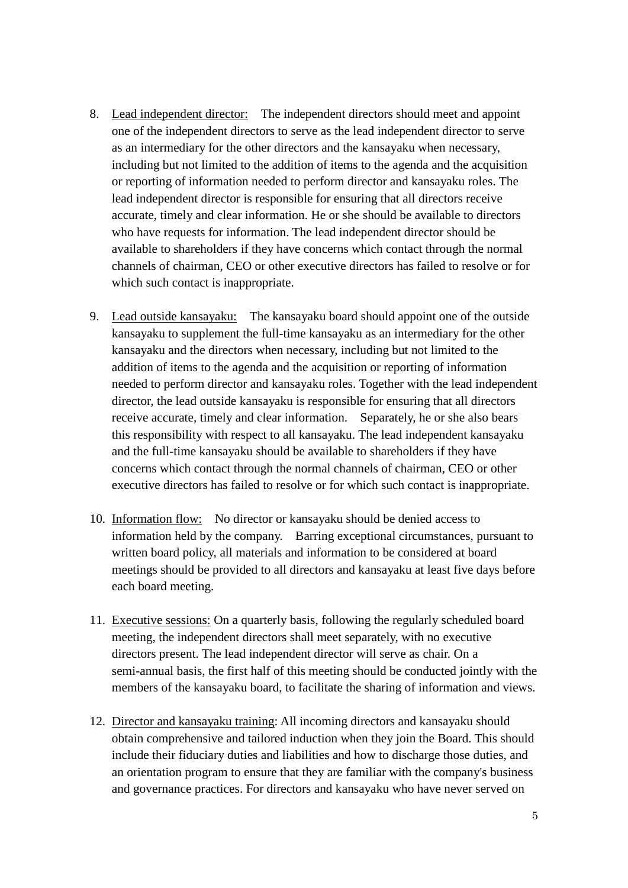8. <u>Lead independent director:</u> The independent directors should meet and appoint one of the independent directors to serve as the lead independent director to serve as an intermediary for the other directors and the kansayaku when necessary, including but not limited to the addition of items to the agenda and the acquisition or reporting of information needed to perform director and kansayaku roles. The lead independent director is responsible for ensuring that all directors receive accurate, timely and clear information. He or she should be available to directors who have requests for information. The lead independent director should be available to shareholders if they have concerns which contact through the normal channels of chairman, CEO or other executive directors has failed to resolve or for which such contact is inappropriate.

9. <u>Lead outside kansayaku:</u> The kansayaku board should appoint one of the outside kansayaku to supplement the full-time kansayaku as an intermediary for the other kansayaku and the directors when necessary, including but not limited to the addition of items to the agenda and the acquisition or reporting of information needed to perform director and kansayaku roles. Together with the lead independent director, the lead outside kansayaku is responsible for ensuring that all directors receive accurate, timely and clear information. Separately, he or she also bears this responsibility with respect to all kansayaku. The lead independent kansayaku and the full-time kansayaku should be available to shareholders if they have concerns which contact through the normal channels of chairman, CEO or other executive directors has failed to resolve or for which such contact is inappropriate.

10. <u>Information flow:</u> No director or kansayaku should be denied access to information held by the company. Barring exceptional circumstances, pursuant to written board policy, all materials and information to be considered at board meetings should be provided to all directors and kansayaku at least five days before each board meeting.

11. <u>Executive sessions:</u> On a quarterly basis, following the regularly scheduled board meeting, the independent directors shall meet separately, with no executive directors present. The lead independent director will serve as chair. On a semi-annual basis, the first half of this meeting should be conducted jointly with the members of the kansayaku board, to facilitate the sharing of information and views.

12. <u>Director and kansayaku training</u>: All incoming directors and kansayaku should obtain comprehensive and tailored induction when they join the Board. This should include their fiduciary duties and liabilities and how to discharge those duties, and an orientation program to ensure that they are familiar with the company's business and governance practices. For directors and kansayaku who have never served on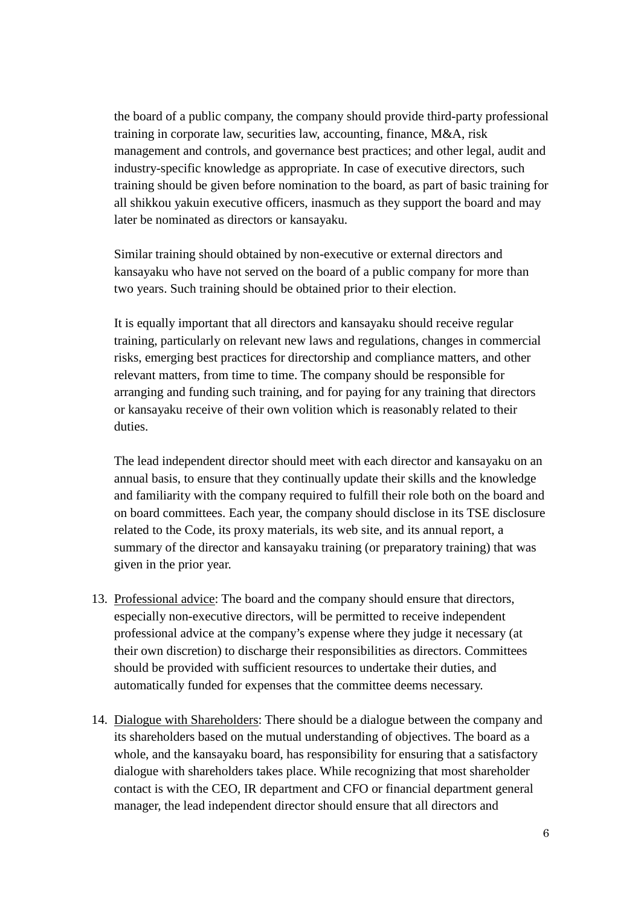the board of a public company, the company should provide third-party professional training in corporate law, securities law, accounting, finance, M&A, risk management and controls, and governance best practices; and other legal, audit and industry-specific knowledge as appropriate. In case of executive directors, such training should be given before nomination to the board, as part of basic training for all shikkou yakuin executive officers, inasmuch as they support the board and may later be nominated as directors or kansayaku.

Similar training should obtained by non-executive or external directors and kansayaku who have not served on the board of a public company for more than two years. Such training should be obtained prior to their election.

It is equally important that all directors and kansayaku should receive regular training, particularly on relevant new laws and regulations, changes in commercial risks, emerging best practices for directorship and compliance matters, and other relevant matters, from time to time. The company should be responsible for arranging and funding such training, and for paying for any training that directors or kansayaku receive of their own volition which is reasonably related to their duties.

The lead independent director should meet with each director and kansayaku on an annual basis, to ensure that they continually update their skills and the knowledge and familiarity with the company required to fulfill their role both on the board and on board committees. Each year, the company should disclose in its TSE disclosure related to the Code, its proxy materials, its web site, and its annual report, a summary of the director and kansayaku training (or preparatory training) that was given in the prior year.

13. <u>Professional advice</u>: The board and the company should ensure that directors, especially non-executive directors, will be permitted to receive independent professional advice at the company's expense where they judge it necessary (at their own discretion) to discharge their responsibilities as directors. Committees should be provided with sufficient resources to undertake their duties, and automatically funded for expenses that the committee deems necessary.

14. <u>Dialogue with Shareholders</u>: There should be a dialogue between the company and its shareholders based on the mutual understanding of objectives. The board as a whole, and the kansayaku board, has responsibility for ensuring that a satisfactory dialogue with shareholders takes place. While recognizing that most shareholder contact is with the CEO, IR department and CFO or financial department general manager, the lead independent director should ensure that all directors and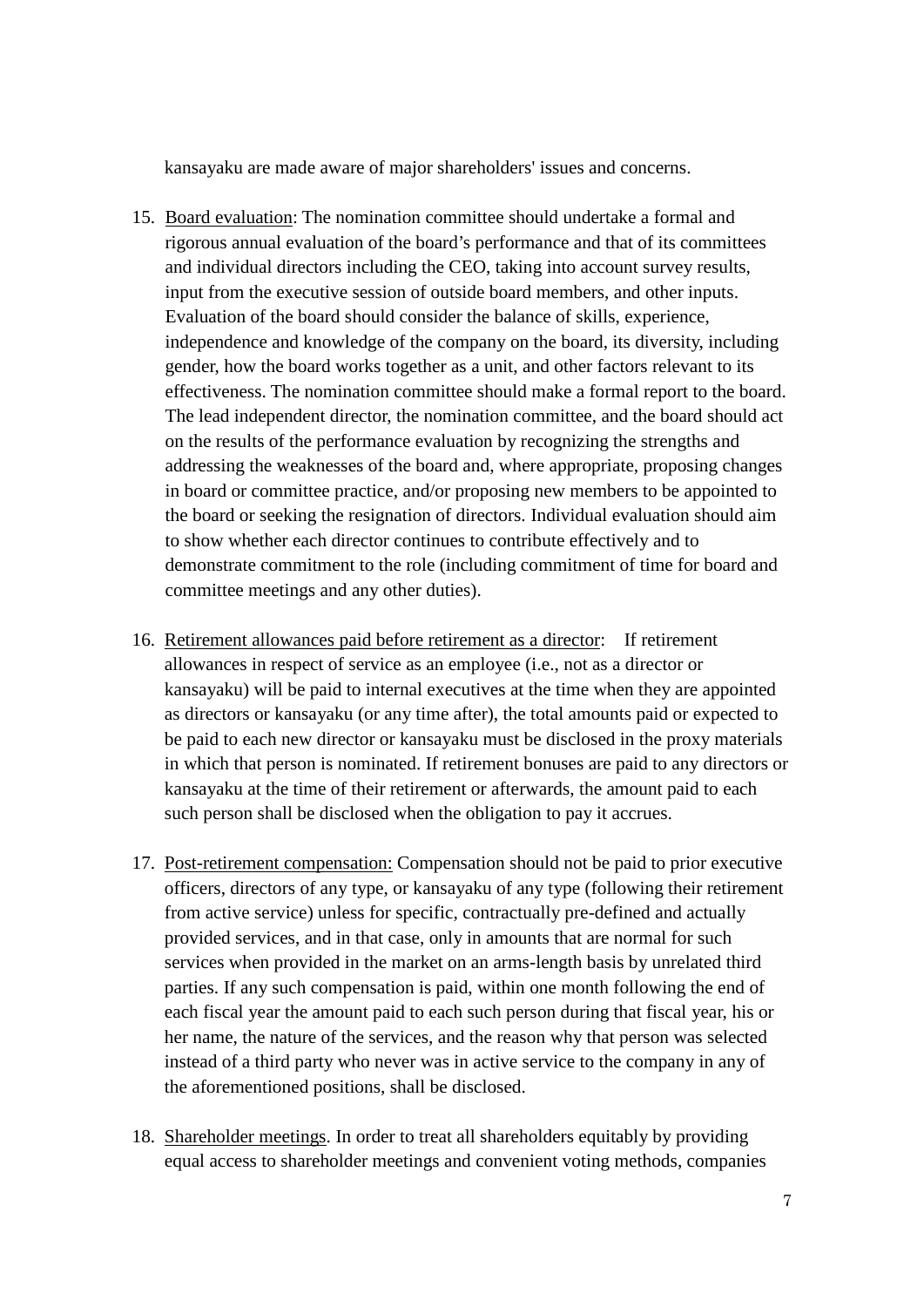kansayaku are made aware of major shareholders' issues and concerns.

15. <u>Board evaluation</u>: The nomination committee should undertake a formal and rigorous annual evaluation of the board's performance and that of its committees and individual directors including the CEO, taking into account survey results, input from the executive session of outside board members, and other inputs. Evaluation of the board should consider the balance of skills, experience, independence and knowledge of the company on the board, its diversity, including gender, how the board works together as a unit, and other factors relevant to its effectiveness. The nomination committee should make a formal report to the board. The lead independent director, the nomination committee, and the board should act on the results of the performance evaluation by recognizing the strengths and addressing the weaknesses of the board and, where appropriate, proposing changes in board or committee practice, and/or proposing new members to be appointed to the board or seeking the resignation of directors. Individual evaluation should aim to show whether each director continues to contribute effectively and to demonstrate commitment to the role (including commitment of time for board and committee meetings and any other duties).

16. <u>Retirement allowances paid before retirement as a director</u>: If retirement allowances in respect of service as an employee (i.e., not as a director or kansayaku) will be paid to internal executives at the time when they are appointed as directors or kansayaku (or any time after), the total amounts paid or expected to be paid to each new director or kansayaku must be disclosed in the proxy materials in which that person is nominated. If retirement bonuses are paid to any directors or kansayaku at the time of their retirement or afterwards, the amount paid to each such person shall be disclosed when the obligation to pay it accrues.

17. <u>Post-retirement compensation:</u> Compensation should not be paid to prior executive officers, directors of any type, or kansayaku of any type (following their retirement from active service) unless for specific, contractually pre-defined and actually provided services, and in that case, only in amounts that are normal for such services when provided in the market on an arms-length basis by unrelated third parties. If any such compensation is paid, within one month following the end of each fiscal year the amount paid to each such person during that fiscal year, his or her name, the nature of the services, and the reason why that person was selected instead of a third party who never was in active service to the company in any of the aforementioned positions, shall be disclosed.

18. <u>Shareholder meetings</u>. In order to treat all shareholders equitably by providing equal access to shareholder meetings and convenient voting methods, companies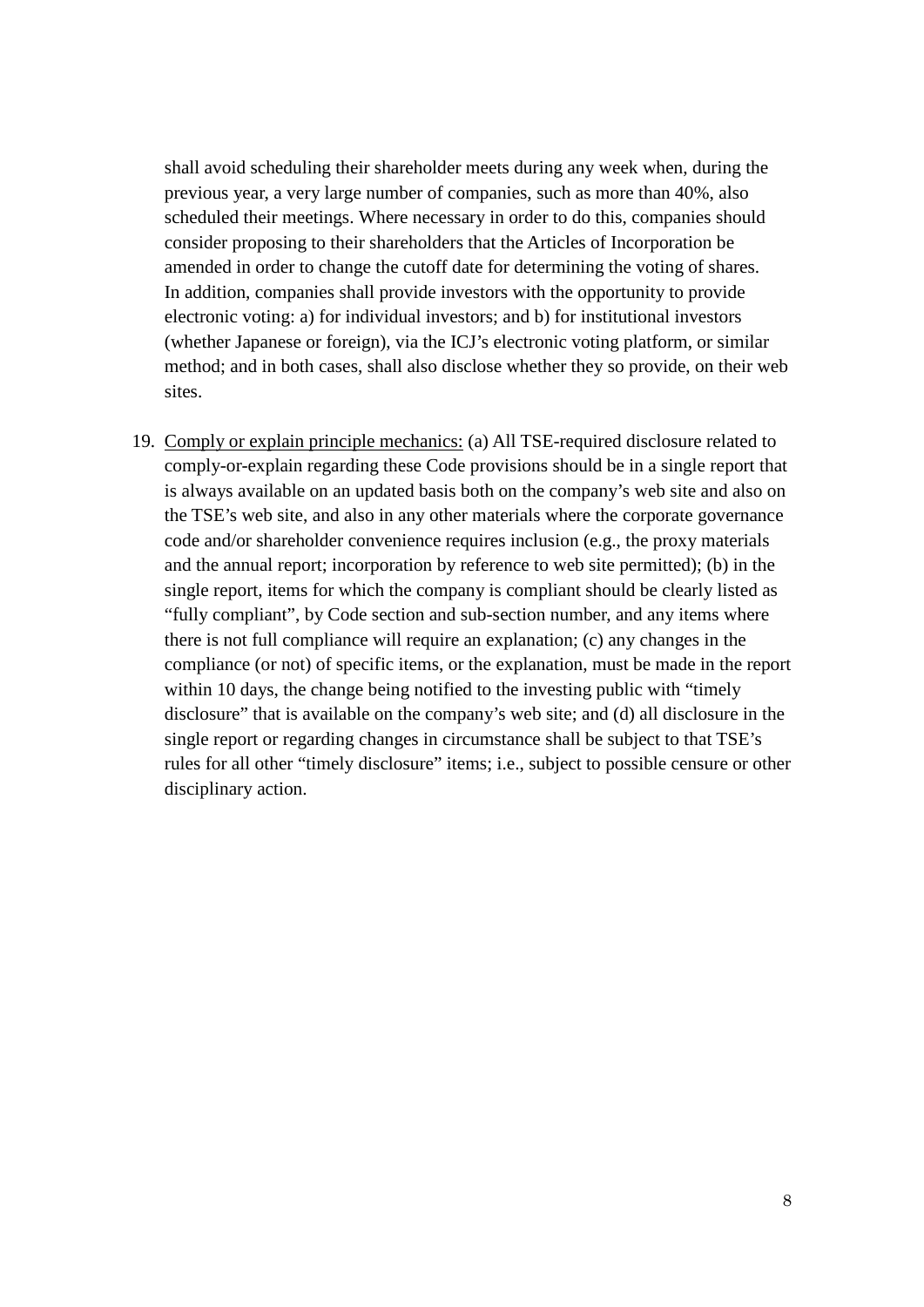shall avoid scheduling their shareholder meets during any week when, during the previous year, a very large number of companies, such as more than 40%, also scheduled their meetings. Where necessary in order to do this, companies should consider proposing to their shareholders that the Articles of Incorporation be amended in order to change the cutoff date for determining the voting of shares. In addition, companies shall provide investors with the opportunity to provide electronic voting: a) for individual investors; and b) for institutional investors (whether Japanese or foreign), via the ICJ's electronic voting platform, or similar method; and in both cases, shall also disclose whether they so provide, on their web sites.

19. <u>Comply or explain principle mechanics:</u> (a) All TSE-required disclosure related to comply-or-explain regarding these Code provisions should be in a single report that is always available on an updated basis both on the company's web site and also on the TSE's web site, and also in any other materials where the corporate governance code and/or shareholder convenience requires inclusion (e.g., the proxy materials and the annual report; incorporation by reference to web site permitted); (b) in the single report, items for which the company is compliant should be clearly listed as "fully compliant", by Code section and sub-section number, and any items where there is not full compliance will require an explanation; (c) any changes in the compliance (or not) of specific items, or the explanation, must be made in the report within 10 days, the change being notified to the investing public with "timely disclosure" that is available on the company's web site; and (d) all disclosure in the single report or regarding changes in circumstance shall be subject to that TSE's rules for all other "timely disclosure" items; i.e., subject to possible censure or other disciplinary action.